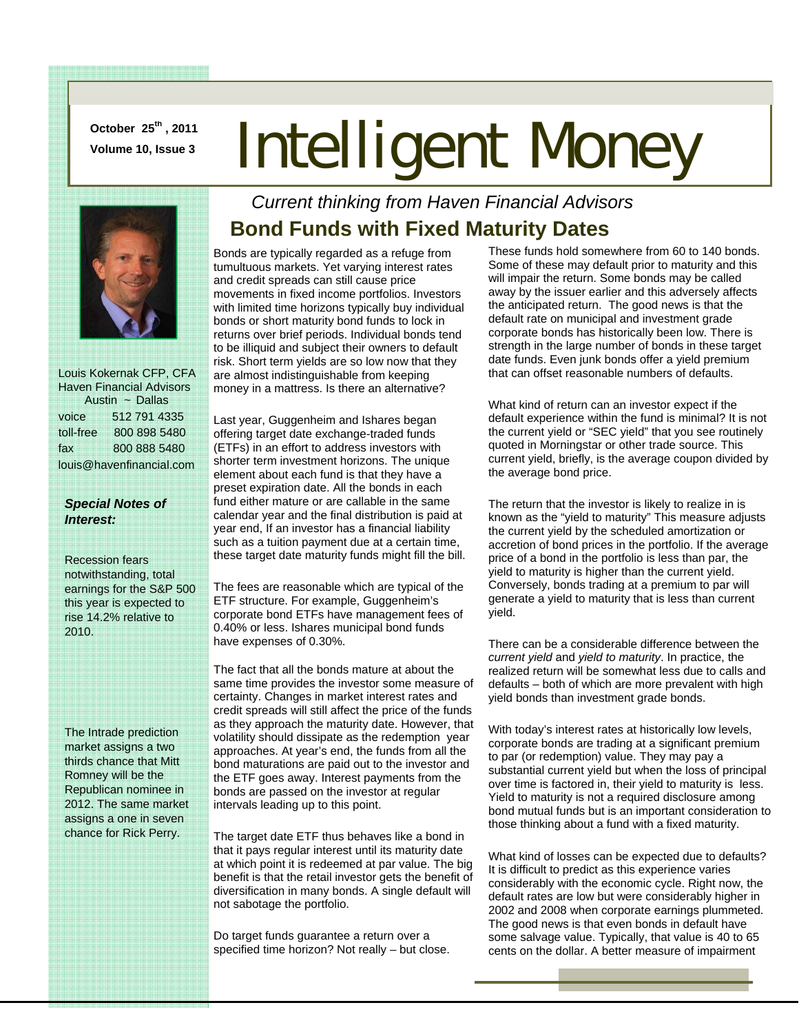October 25th, 2011
Volume 10, Issue 3

# Intelligent Money

*Current thinking from Haven Financial Advisors*

Louis Kokernak CFP, CFA
Haven Financial Advisors
Austin ~ Dallas

| | |
|---|---|
| voice | 512 791 4335 |
| toll-free | 800 898 5480 |
| fax | 800 888 5480 |

louis@havenfinancial.com

***Special Notes of Interest:***

Recession fears notwithstanding, total earnings for the S&P 500 this year is expected to rise 14.2% relative to 2010.

The Intrade prediction market assigns a two thirds chance that Mitt Romney will be the Republican nominee in 2012. The same market assigns a one in seven chance for Rick Perry.

## Bond Funds with Fixed Maturity Dates

Bonds are typically regarded as a refuge from tumultuous markets. Yet varying interest rates and credit spreads can still cause price movements in fixed income portfolios. Investors with limited time horizons typically buy individual bonds or short maturity bond funds to lock in returns over brief periods. Individual bonds tend to be illiquid and subject their owners to default risk. Short term yields are so low now that they are almost indistinguishable from keeping money in a mattress. Is there an alternative?

Last year, Guggenheim and Ishares began offering target date exchange-traded funds (ETFs) in an effort to address investors with shorter term investment horizons. The unique element about each fund is that they have a preset expiration date. All the bonds in each fund either mature or are callable in the same calendar year and the final distribution is paid at year end, If an investor has a financial liability such as a tuition payment due at a certain time, these target date maturity funds might fill the bill.

The fees are reasonable which are typical of the ETF structure. For example, Guggenheim's corporate bond ETFs have management fees of 0.40% or less. Ishares municipal bond funds have expenses of 0.30%.

The fact that all the bonds mature at about the same time provides the investor some measure of certainty. Changes in market interest rates and credit spreads will still affect the price of the funds as they approach the maturity date. However, that volatility should dissipate as the redemption year approaches. At year's end, the funds from all the bond maturations are paid out to the investor and the ETF goes away. Interest payments from the bonds are passed on the investor at regular intervals leading up to this point.

The target date ETF thus behaves like a bond in that it pays regular interest until its maturity date at which point it is redeemed at par value. The big benefit is that the retail investor gets the benefit of diversification in many bonds. A single default will not sabotage the portfolio.

Do target funds guarantee a return over a specified time horizon? Not really – but close.

These funds hold somewhere from 60 to 140 bonds. Some of these may default prior to maturity and this will impair the return. Some bonds may be called away by the issuer earlier and this adversely affects the anticipated return. The good news is that the default rate on municipal and investment grade corporate bonds has historically been low. There is strength in the large number of bonds in these target date funds. Even junk bonds offer a yield premium that can offset reasonable numbers of defaults.

What kind of return can an investor expect if the default experience within the fund is minimal? It is not the current yield or "SEC yield" that you see routinely quoted in Morningstar or other trade source. This current yield, briefly, is the average coupon divided by the average bond price.

The return that the investor is likely to realize in is known as the "yield to maturity" This measure adjusts the current yield by the scheduled amortization or accretion of bond prices in the portfolio. If the average price of a bond in the portfolio is less than par, the yield to maturity is higher than the current yield. Conversely, bonds trading at a premium to par will generate a yield to maturity that is less than current yield.

There can be a considerable difference between the *current yield* and *yield to maturity*. In practice, the realized return will be somewhat less due to calls and defaults – both of which are more prevalent with high yield bonds than investment grade bonds.

With today's interest rates at historically low levels, corporate bonds are trading at a significant premium to par (or redemption) value. They may pay a substantial current yield but when the loss of principal over time is factored in, their yield to maturity is less. Yield to maturity is not a required disclosure among bond mutual funds but is an important consideration to those thinking about a fund with a fixed maturity.

What kind of losses can be expected due to defaults? It is difficult to predict as this experience varies considerably with the economic cycle. Right now, the default rates are low but were considerably higher in 2002 and 2008 when corporate earnings plummeted. The good news is that even bonds in default have some salvage value. Typically, that value is 40 to 65 cents on the dollar. A better measure of impairment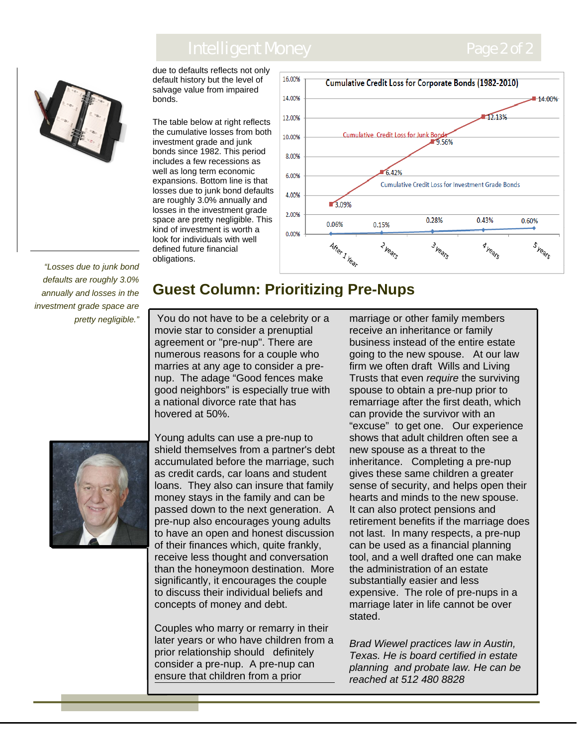due to defaults reflects not only default history but the level of salvage value from impaired bonds.

The table below at right reflects the cumulative losses from both investment grade and junk bonds since 1982. This period includes a few recessions as well as long term economic expansions. Bottom line is that losses due to junk bond defaults are roughly 3.0% annually and losses in the investment grade space are pretty negligible. This kind of investment is worth a look for individuals with well defined future financial obligations.

Cumulative Credit Loss for Corporate Bonds (1982-2010)

Cumulative Credit Loss for Junk Bonds

Cumulative Credit Loss for Investment Grade Bonds

16.00%
14.00%
12.00%
10.00%
8.00%
6.00%
4.00%
2.00%
0.00%

3.09%
6.42%
9.56%
12.13%
14.00%

0.06%
0.15%
0.28%
0.43%
0.60%

After 1 Year
2 years
3 years
4 years
5 years

*"Losses due to junk bond defaults are roughly 3.0% annually and losses in the investment grade space are pretty negligible."*

## Guest Column: Prioritizing Pre-Nups

You do not have to be a celebrity or a movie star to consider a prenuptial agreement or "pre-nup". There are numerous reasons for a couple who marries at any age to consider a pre-nup. The adage "Good fences make good neighbors" is especially true with a national divorce rate that has hovered at 50%.

Young adults can use a pre-nup to shield themselves from a partner's debt accumulated before the marriage, such as credit cards, car loans and student loans. They also can insure that family money stays in the family and can be passed down to the next generation. A pre-nup also encourages young adults to have an open and honest discussion of their finances which, quite frankly, receive less thought and conversation than the honeymoon destination. More significantly, it encourages the couple to discuss their individual beliefs and concepts of money and debt.

Couples who marry or remarry in their later years or who have children from a prior relationship should definitely consider a pre-nup. A pre-nup can ensure that children from a prior marriage or other family members receive an inheritance or family business instead of the entire estate going to the new spouse. At our law firm we often draft Wills and Living Trusts that even *require* the surviving spouse to obtain a pre-nup prior to remarriage after the first death, which can provide the survivor with an "excuse" to get one. Our experience shows that adult children often see a new spouse as a threat to the inheritance. Completing a pre-nup gives these same children a greater sense of security, and helps open their hearts and minds to the new spouse. It can also protect pensions and retirement benefits if the marriage does not last. In many respects, a pre-nup can be used as a financial planning tool, and a well drafted one can make the administration of an estate substantially easier and less expensive. The role of pre-nups in a marriage later in life cannot be over stated.

*Brad Wiewel practices law in Austin, Texas. He is board certified in estate planning and probate law. He can be reached at 512 480 8828*